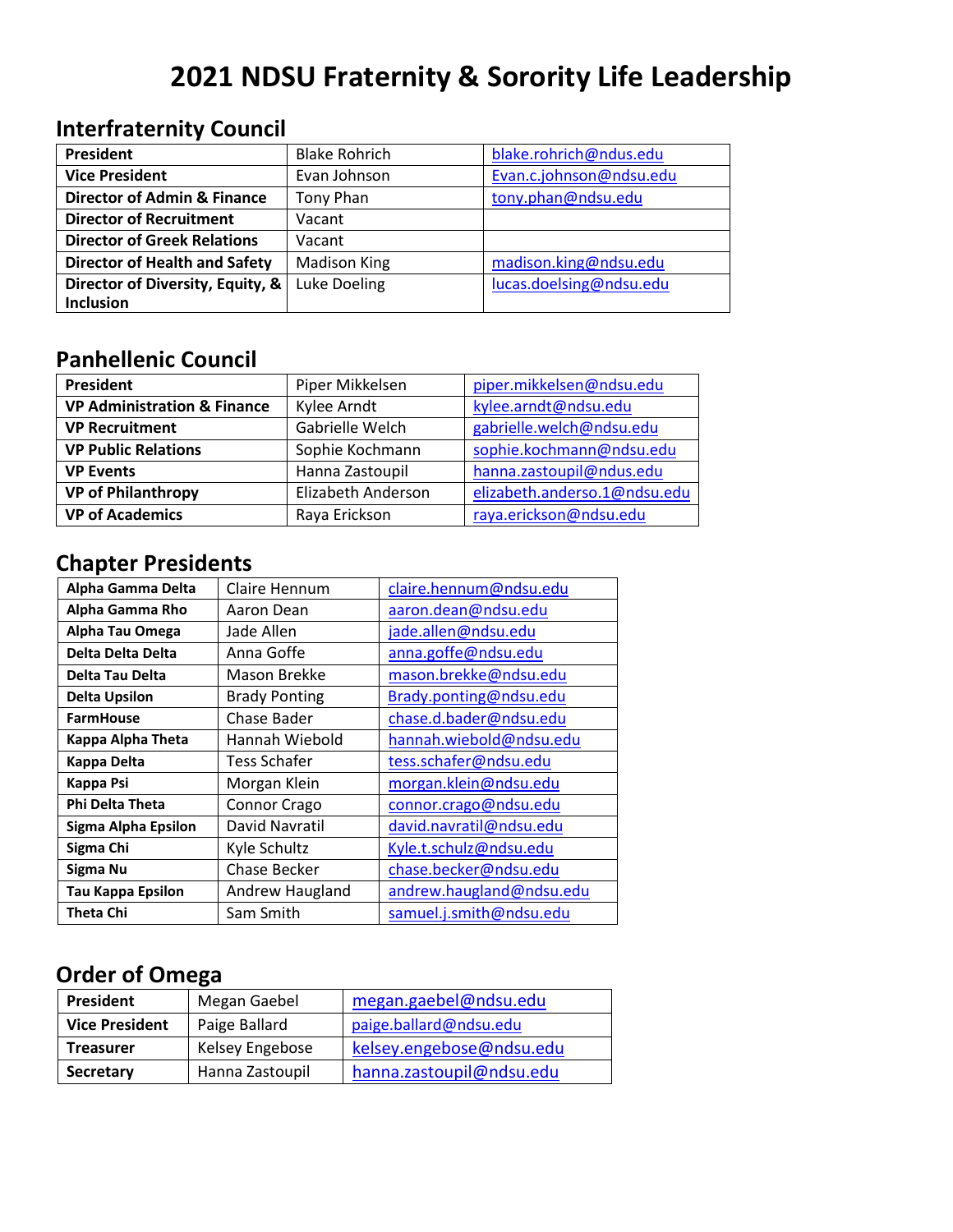# 2021 NDSU Fraternity & Sorority Life Leadership

## Interfraternity Council

| | | |
|---|---|---|
| **President** | Blake Rohrich | blake.rohrich@ndus.edu |
| **Vice President** | Evan Johnson | Evan.c.johnson@ndsu.edu |
| **Director of Admin & Finance** | Tony Phan | tony.phan@ndsu.edu |
| **Director of Recruitment** | Vacant | |
| **Director of Greek Relations** | Vacant | |
| **Director of Health and Safety** | Madison King | madison.king@ndsu.edu |
| **Director of Diversity, Equity, & Inclusion** | Luke Doeling | lucas.doelsing@ndsu.edu |

## Panhellenic Council

| | | |
|---|---|---|
| **President** | Piper Mikkelsen | piper.mikkelsen@ndsu.edu |
| **VP Administration & Finance** | Kylee Arndt | kylee.arndt@ndsu.edu |
| **VP Recruitment** | Gabrielle Welch | gabrielle.welch@ndsu.edu |
| **VP Public Relations** | Sophie Kochmann | sophie.kochmann@ndsu.edu |
| **VP Events** | Hanna Zastoupil | hanna.zastoupil@ndus.edu |
| **VP of Philanthropy** | Elizabeth Anderson | elizabeth.anderso.1@ndsu.edu |
| **VP of Academics** | Raya Erickson | raya.erickson@ndsu.edu |

## Chapter Presidents

| | | |
|---|---|---|
| **Alpha Gamma Delta** | Claire Hennum | claire.hennum@ndsu.edu |
| **Alpha Gamma Rho** | Aaron Dean | aaron.dean@ndsu.edu |
| **Alpha Tau Omega** | Jade Allen | jade.allen@ndsu.edu |
| **Delta Delta Delta** | Anna Goffe | anna.goffe@ndsu.edu |
| **Delta Tau Delta** | Mason Brekke | mason.brekke@ndsu.edu |
| **Delta Upsilon** | Brady Ponting | Brady.ponting@ndsu.edu |
| **FarmHouse** | Chase Bader | chase.d.bader@ndsu.edu |
| **Kappa Alpha Theta** | Hannah Wiebold | hannah.wiebold@ndsu.edu |
| **Kappa Delta** | Tess Schafer | tess.schafer@ndsu.edu |
| **Kappa Psi** | Morgan Klein | morgan.klein@ndsu.edu |
| **Phi Delta Theta** | Connor Crago | connor.crago@ndsu.edu |
| **Sigma Alpha Epsilon** | David Navratil | david.navratil@ndsu.edu |
| **Sigma Chi** | Kyle Schultz | Kyle.t.schulz@ndsu.edu |
| **Sigma Nu** | Chase Becker | chase.becker@ndsu.edu |
| **Tau Kappa Epsilon** | Andrew Haugland | andrew.haugland@ndsu.edu |
| **Theta Chi** | Sam Smith | samuel.j.smith@ndsu.edu |

## Order of Omega

| | | |
|---|---|---|
| **President** | Megan Gaebel | megan.gaebel@ndsu.edu |
| **Vice President** | Paige Ballard | paige.ballard@ndsu.edu |
| **Treasurer** | Kelsey Engebose | kelsey.engebose@ndsu.edu |
| **Secretary** | Hanna Zastoupil | hanna.zastoupil@ndsu.edu |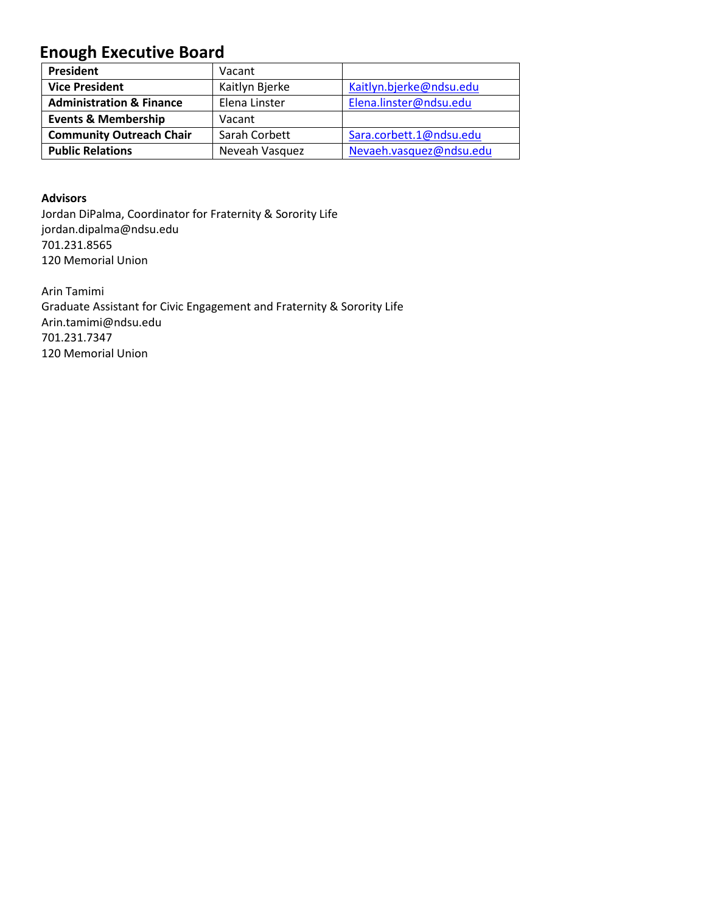## Enough Executive Board

| | | |
|---|---|---|
| **President** | Vacant | |
| **Vice President** | Kaitlyn Bjerke | Kaitlyn.bjerke@ndsu.edu |
| **Administration & Finance** | Elena Linster | Elena.linster@ndsu.edu |
| **Events & Membership** | Vacant | |
| **Community Outreach Chair** | Sarah Corbett | Sara.corbett.1@ndsu.edu |
| **Public Relations** | Neveah Vasquez | Nevaeh.vasquez@ndsu.edu |

**Advisors**
Jordan DiPalma, Coordinator for Fraternity & Sorority Life
jordan.dipalma@ndsu.edu
701.231.8565
120 Memorial Union

Arin Tamimi
Graduate Assistant for Civic Engagement and Fraternity & Sorority Life
Arin.tamimi@ndsu.edu
701.231.7347
120 Memorial Union